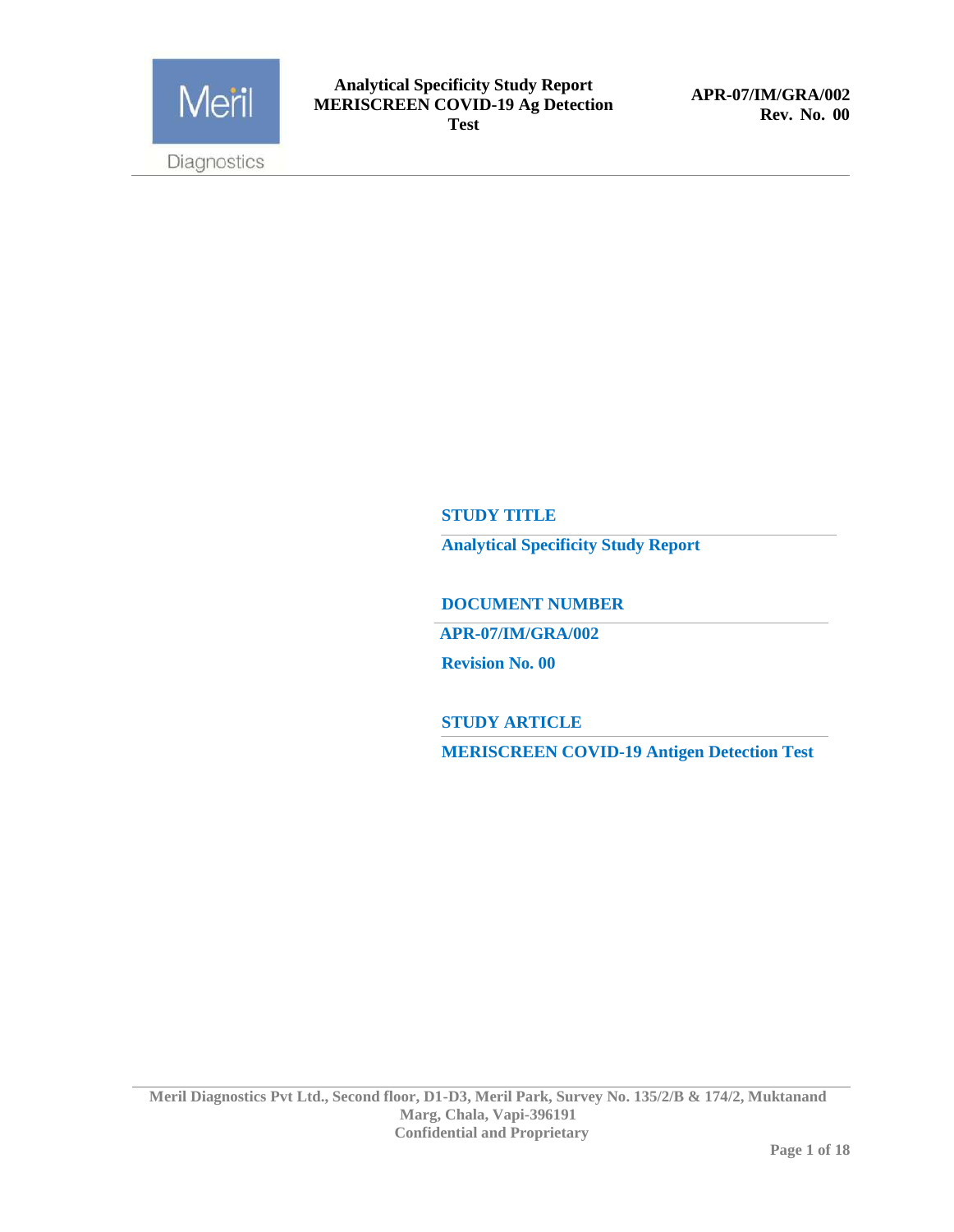**STUDY TITLE**

**Analytical Specificity Study Report**

**DOCUMENT NUMBER**

**APR-07/IM/GRA/002**

**Revision No. 00**

**STUDY ARTICLE**

**MERISCREEN COVID-19 Antigen Detection Test**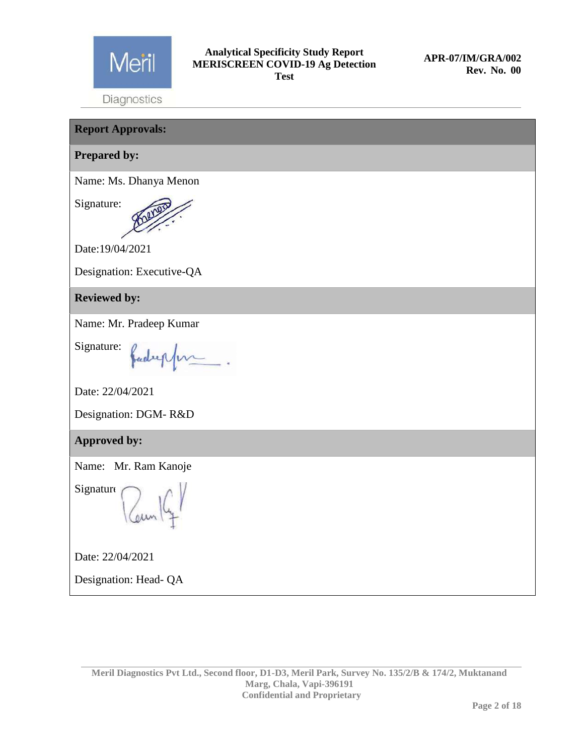**Report Approvals:**

**Prepared by:**

Name: Ms. Dhanya Menon

Signature:

Date:19/04/2021

Designation: Executive-QA

**Reviewed by:**

Name: Mr. Pradeep Kumar

Signature:

Date: 22/04/2021

Designation: DGM- R&D

**Approved by:**

Name: Mr. Ram Kanoje

Signature

Date: 22/04/2021

Designation: Head- QA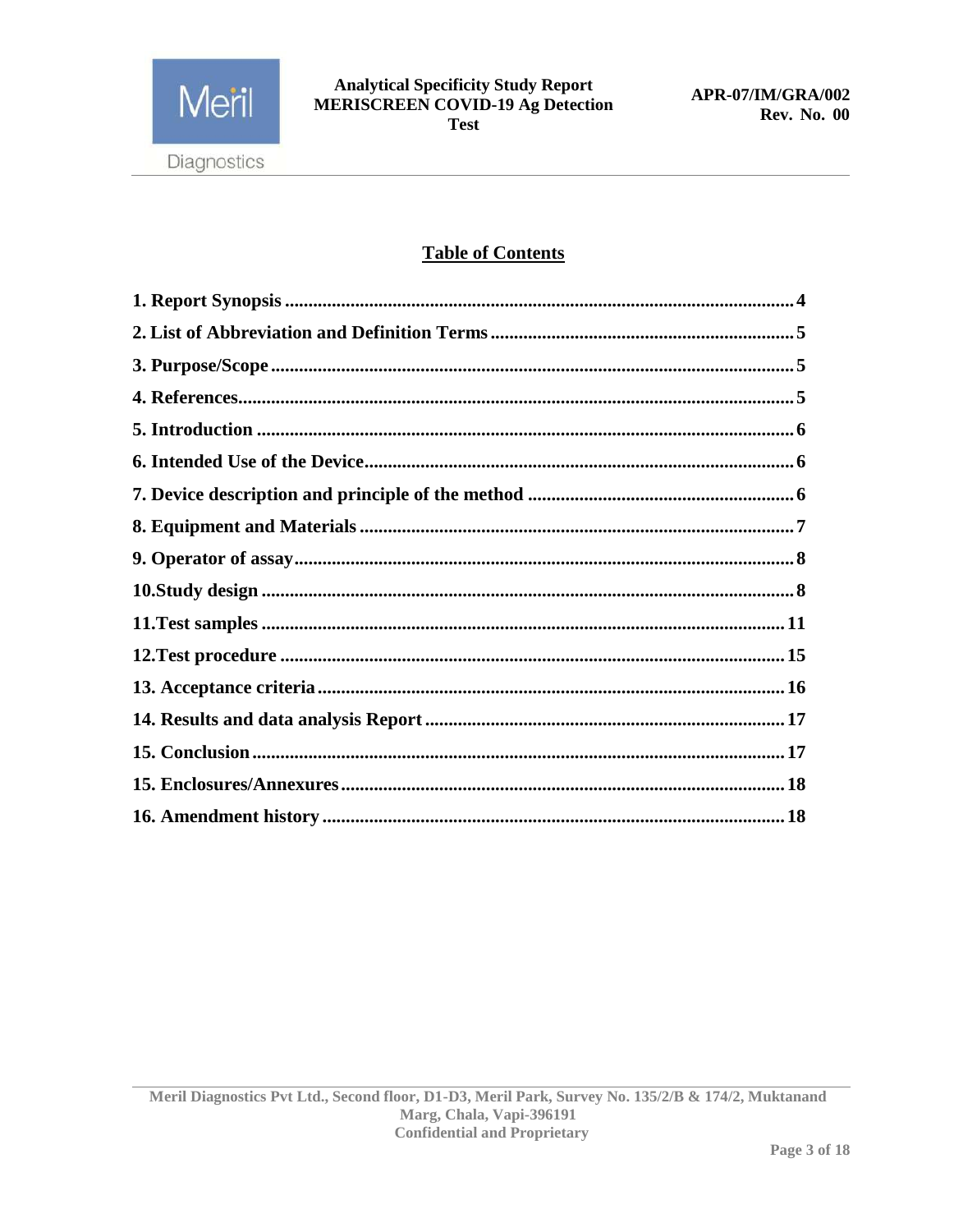# Table of Contents

1. Report Synopsis ........................................................................................................... 4
2. List of Abbreviation and Definition Terms ................................................................ 5
3. Purpose/Scope ............................................................................................................. 5
4. References .................................................................................................................... 5
5. Introduction ................................................................................................................. 6
6. Intended Use of the Device .......................................................................................... 6
7. Device description and principle of the method ........................................................ 6
8. Equipment and Materials ............................................................................................ 7
9. Operator of assay .......................................................................................................... 8
10.Study design ................................................................................................................ 8
11.Test samples ............................................................................................................... 11
12.Test procedure ........................................................................................................... 15
13. Acceptance criteria ................................................................................................... 16
14. Results and data analysis Report ............................................................................ 17
15. Conclusion ................................................................................................................. 17
15. Enclosures/Annexures .............................................................................................. 18
16. Amendment history .................................................................................................. 18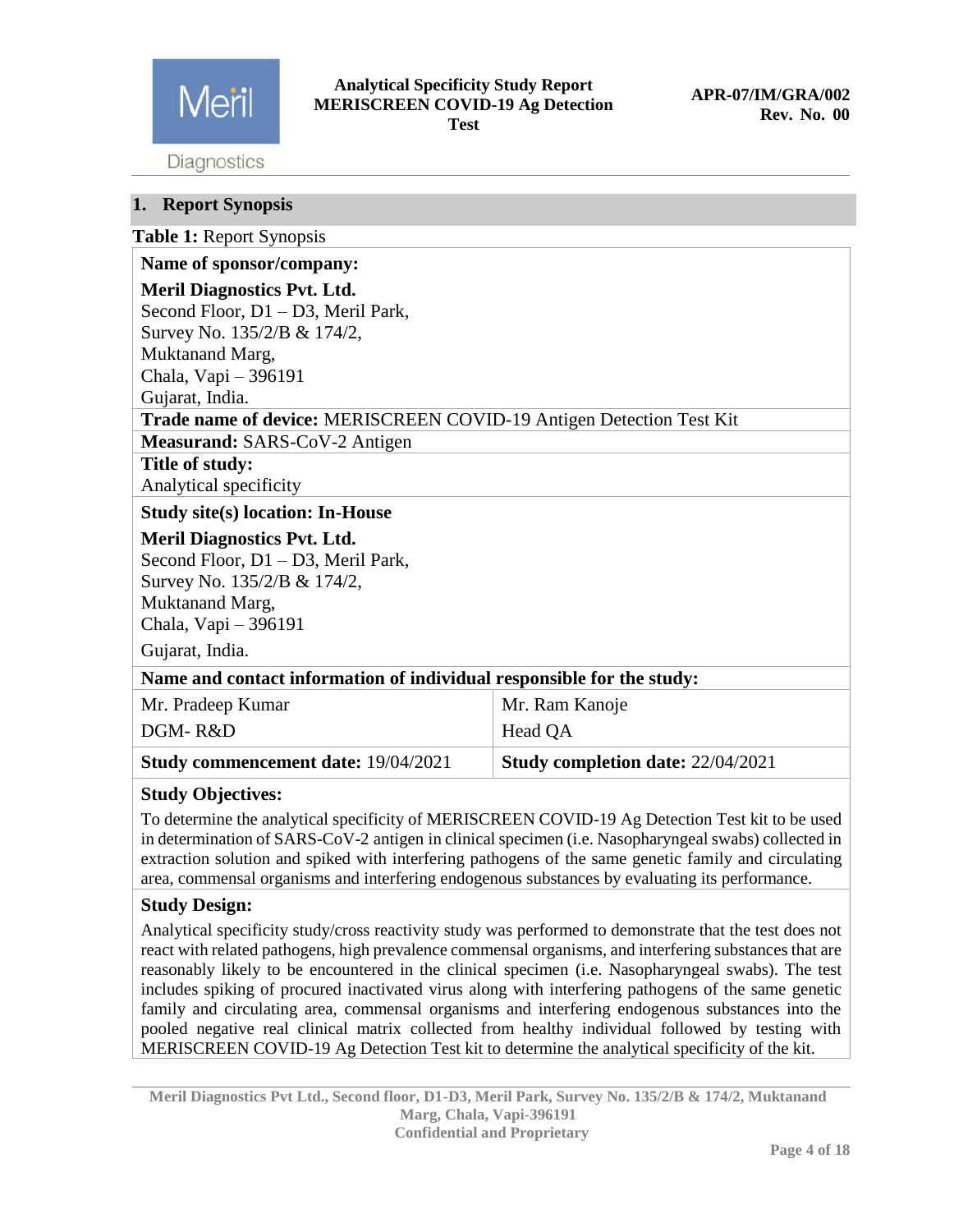## 1. Report Synopsis

**Table 1:** Report Synopsis

| | |
|---|---|
| **Name of sponsor/company:**<br>**Meril Diagnostics Pvt. Ltd.**<br>Second Floor, D1 – D3, Meril Park,<br>Survey No. 135/2/B & 174/2,<br>Muktanand Marg,<br>Chala, Vapi – 396191<br>Gujarat, India. | |
| **Trade name of device:** MERISCREEN COVID-19 Antigen Detection Test Kit | |
| **Measurand:** SARS-CoV-2 Antigen | |
| **Title of study:**<br>Analytical specificity | |
| **Study site(s) location: In-House**<br>**Meril Diagnostics Pvt. Ltd.**<br>Second Floor, D1 – D3, Meril Park,<br>Survey No. 135/2/B & 174/2,<br>Muktanand Marg,<br>Chala, Vapi – 396191<br>Gujarat, India. | |
| **Name and contact information of individual responsible for the study:** | |
| Mr. Pradeep Kumar<br>DGM- R&D | Mr. Ram Kanoje<br>Head QA |
| **Study commencement date:** 19/04/2021 | **Study completion date:** 22/04/2021 |
| **Study Objectives:**<br>To determine the analytical specificity of MERISCREEN COVID-19 Ag Detection Test kit to be used in determination of SARS-CoV-2 antigen in clinical specimen (i.e. Nasopharyngeal swabs) collected in extraction solution and spiked with interfering pathogens of the same genetic family and circulating area, commensal organisms and interfering endogenous substances by evaluating its performance. | |
| **Study Design:**<br>Analytical specificity study/cross reactivity study was performed to demonstrate that the test does not react with related pathogens, high prevalence commensal organisms, and interfering substances that are reasonably likely to be encountered in the clinical specimen (i.e. Nasopharyngeal swabs). The test includes spiking of procured inactivated virus along with interfering pathogens of the same genetic family and circulating area, commensal organisms and interfering endogenous substances into the pooled negative real clinical matrix collected from healthy individual followed by testing with MERISCREEN COVID-19 Ag Detection Test kit to determine the analytical specificity of the kit. | |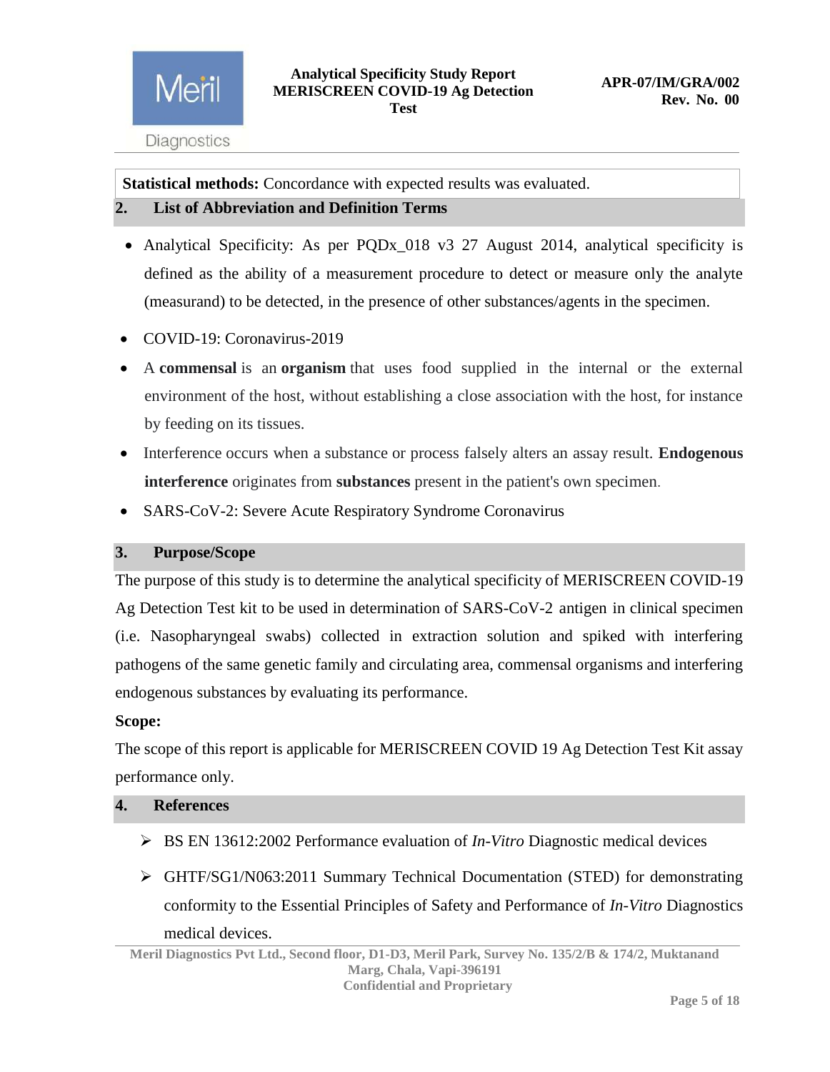**Statistical methods:** Concordance with expected results was evaluated.

## 2. List of Abbreviation and Definition Terms

- Analytical Specificity: As per PQDx_018 v3 27 August 2014, analytical specificity is defined as the ability of a measurement procedure to detect or measure only the analyte (measurand) to be detected, in the presence of other substances/agents in the specimen.
- COVID-19: Coronavirus-2019
- A **commensal** is an **organism** that uses food supplied in the internal or the external environment of the host, without establishing a close association with the host, for instance by feeding on its tissues.
- Interference occurs when a substance or process falsely alters an assay result. **Endogenous interference** originates from **substances** present in the patient's own specimen.
- SARS-CoV-2: Severe Acute Respiratory Syndrome Coronavirus

## 3. Purpose/Scope

The purpose of this study is to determine the analytical specificity of MERISCREEN COVID-19 Ag Detection Test kit to be used in determination of SARS-CoV-2 antigen in clinical specimen (i.e. Nasopharyngeal swabs) collected in extraction solution and spiked with interfering pathogens of the same genetic family and circulating area, commensal organisms and interfering endogenous substances by evaluating its performance.

**Scope:**

The scope of this report is applicable for MERISCREEN COVID 19 Ag Detection Test Kit assay performance only.

## 4. References

- BS EN 13612:2002 Performance evaluation of *In-Vitro* Diagnostic medical devices
- GHTF/SG1/N063:2011 Summary Technical Documentation (STED) for demonstrating conformity to the Essential Principles of Safety and Performance of *In-Vitro* Diagnostics medical devices.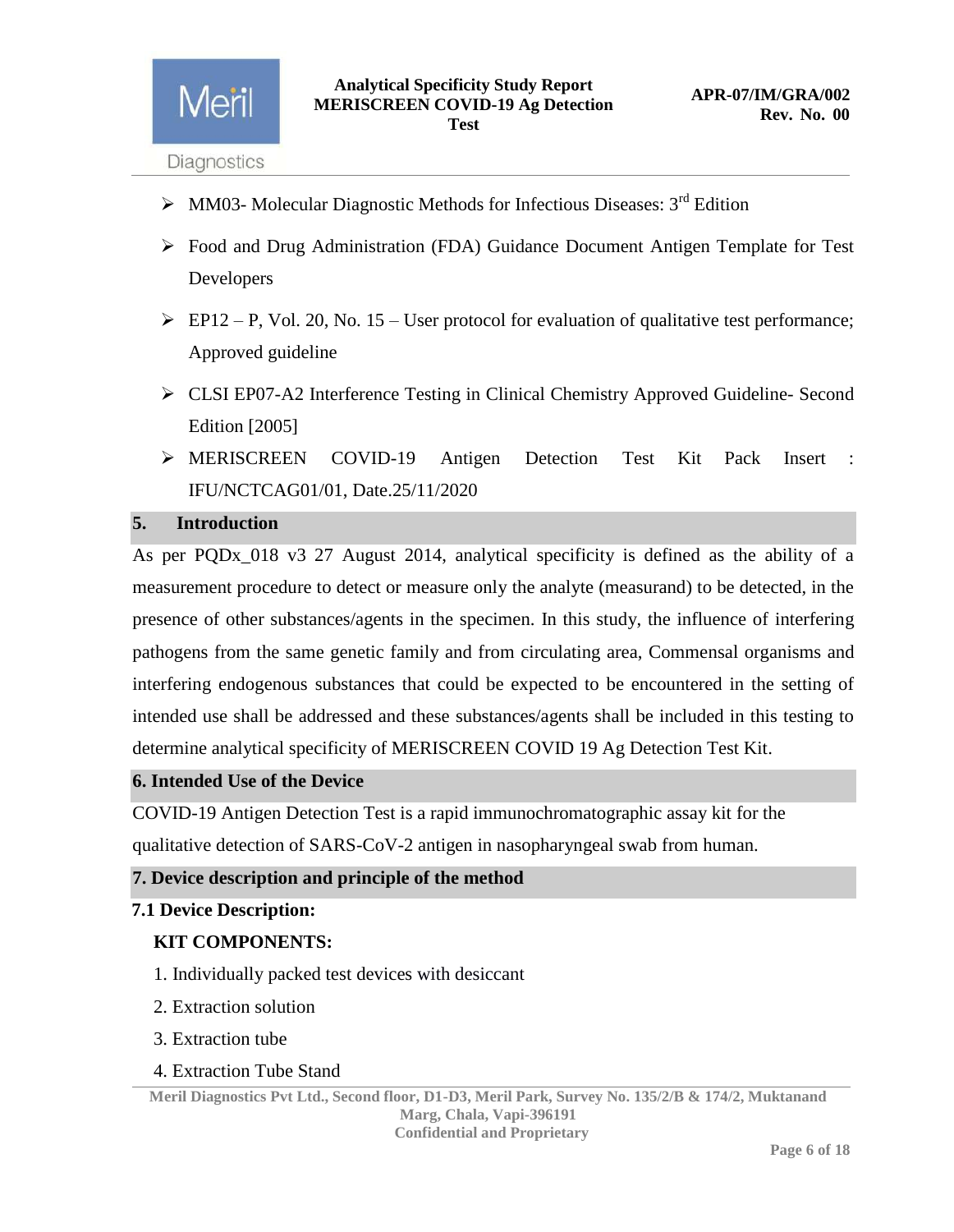- MM03- Molecular Diagnostic Methods for Infectious Diseases: 3rd Edition
- Food and Drug Administration (FDA) Guidance Document Antigen Template for Test Developers
- EP12 – P, Vol. 20, No. 15 – User protocol for evaluation of qualitative test performance; Approved guideline
- CLSI EP07-A2 Interference Testing in Clinical Chemistry Approved Guideline- Second Edition [2005]
- MERISCREEN COVID-19 Antigen Detection Test Kit Pack Insert : IFU/NCTCAG01/01, Date.25/11/2020

## 5. Introduction

As per PQDx_018 v3 27 August 2014, analytical specificity is defined as the ability of a measurement procedure to detect or measure only the analyte (measurand) to be detected, in the presence of other substances/agents in the specimen. In this study, the influence of interfering pathogens from the same genetic family and from circulating area, Commensal organisms and interfering endogenous substances that could be expected to be encountered in the setting of intended use shall be addressed and these substances/agents shall be included in this testing to determine analytical specificity of MERISCREEN COVID 19 Ag Detection Test Kit.

## 6. Intended Use of the Device

COVID-19 Antigen Detection Test is a rapid immunochromatographic assay kit for the qualitative detection of SARS-CoV-2 antigen in nasopharyngeal swab from human.

## 7. Device description and principle of the method

### 7.1 Device Description:

**KIT COMPONENTS:**

1. Individually packed test devices with desiccant
2. Extraction solution
3. Extraction tube
4. Extraction Tube Stand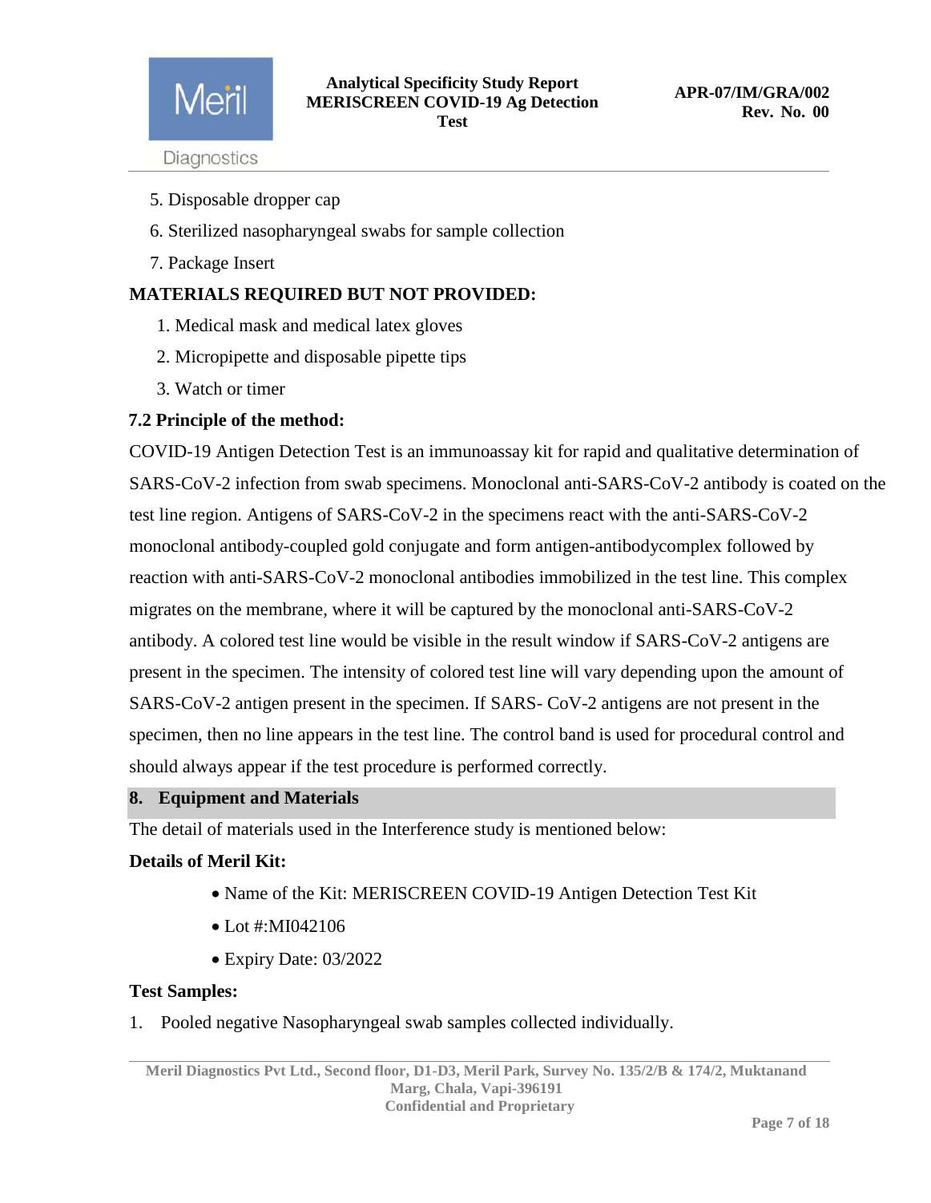5. Disposable dropper cap
6. Sterilized nasopharyngeal swabs for sample collection
7. Package Insert

**MATERIALS REQUIRED BUT NOT PROVIDED:**

1. Medical mask and medical latex gloves
2. Micropipette and disposable pipette tips
3. Watch or timer

**7.2 Principle of the method:**

COVID-19 Antigen Detection Test is an immunoassay kit for rapid and qualitative determination of SARS-CoV-2 infection from swab specimens. Monoclonal anti-SARS-CoV-2 antibody is coated on the test line region. Antigens of SARS-CoV-2 in the specimens react with the anti-SARS-CoV-2 monoclonal antibody-coupled gold conjugate and form antigen-antibodycomplex followed by reaction with anti-SARS-CoV-2 monoclonal antibodies immobilized in the test line. This complex migrates on the membrane, where it will be captured by the monoclonal anti-SARS-CoV-2 antibody. A colored test line would be visible in the result window if SARS-CoV-2 antigens are present in the specimen. The intensity of colored test line will vary depending upon the amount of SARS-CoV-2 antigen present in the specimen. If SARS- CoV-2 antigens are not present in the specimen, then no line appears in the test line. The control band is used for procedural control and should always appear if the test procedure is performed correctly.

## 8. Equipment and Materials

The detail of materials used in the Interference study is mentioned below:

**Details of Meril Kit:**

- Name of the Kit: MERISCREEN COVID-19 Antigen Detection Test Kit
- Lot #:MI042106
- Expiry Date: 03/2022

**Test Samples:**

1. Pooled negative Nasopharyngeal swab samples collected individually.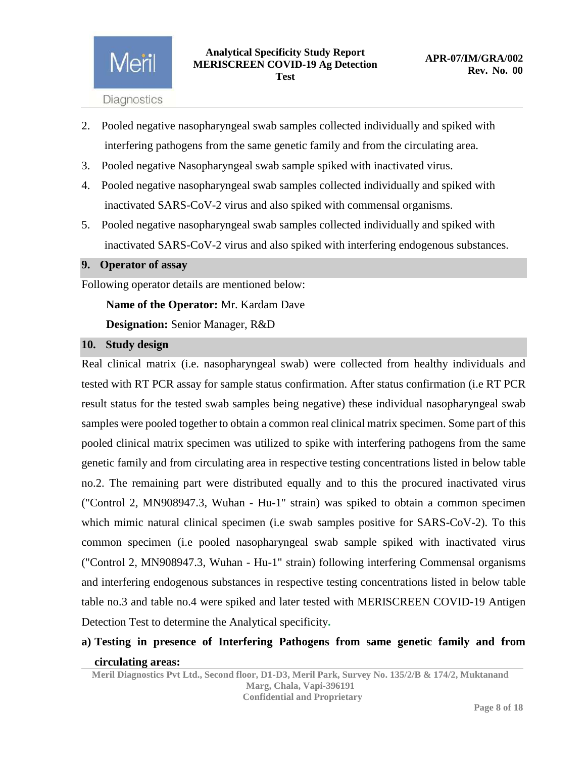2. Pooled negative nasopharyngeal swab samples collected individually and spiked with interfering pathogens from the same genetic family and from the circulating area.
3. Pooled negative Nasopharyngeal swab sample spiked with inactivated virus.
4. Pooled negative nasopharyngeal swab samples collected individually and spiked with inactivated SARS-CoV-2 virus and also spiked with commensal organisms.
5. Pooled negative nasopharyngeal swab samples collected individually and spiked with inactivated SARS-CoV-2 virus and also spiked with interfering endogenous substances.

## 9. Operator of assay

Following operator details are mentioned below:

**Name of the Operator:** Mr. Kardam Dave

**Designation:** Senior Manager, R&D

## 10. Study design

Real clinical matrix (i.e. nasopharyngeal swab) were collected from healthy individuals and tested with RT PCR assay for sample status confirmation. After status confirmation (i.e RT PCR result status for the tested swab samples being negative) these individual nasopharyngeal swab samples were pooled together to obtain a common real clinical matrix specimen. Some part of this pooled clinical matrix specimen was utilized to spike with interfering pathogens from the same genetic family and from circulating area in respective testing concentrations listed in below table no.2. The remaining part were distributed equally and to this the procured inactivated virus ("Control 2, MN908947.3, Wuhan - Hu-1" strain) was spiked to obtain a common specimen which mimic natural clinical specimen (i.e swab samples positive for SARS-CoV-2). To this common specimen (i.e pooled nasopharyngeal swab sample spiked with inactivated virus ("Control 2, MN908947.3, Wuhan - Hu-1" strain) following interfering Commensal organisms and interfering endogenous substances in respective testing concentrations listed in below table table no.3 and table no.4 were spiked and later tested with MERISCREEN COVID-19 Antigen Detection Test to determine the Analytical specificity.

**a) Testing in presence of Interfering Pathogens from same genetic family and from circulating areas:**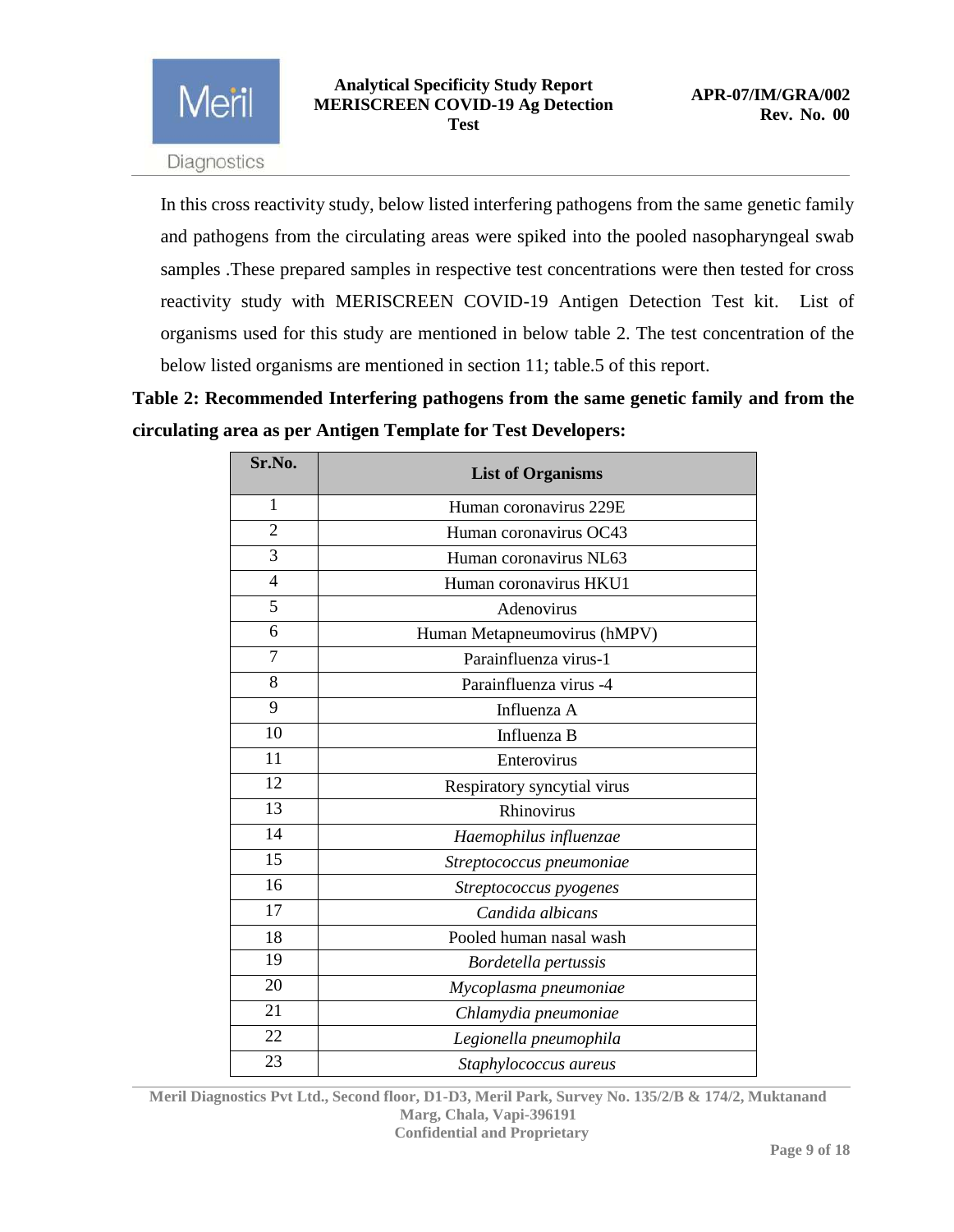In this cross reactivity study, below listed interfering pathogens from the same genetic family and pathogens from the circulating areas were spiked into the pooled nasopharyngeal swab samples .These prepared samples in respective test concentrations were then tested for cross reactivity study with MERISCREEN COVID-19 Antigen Detection Test kit. List of organisms used for this study are mentioned in below table 2. The test concentration of the below listed organisms are mentioned in section 11; table.5 of this report.

**Table 2: Recommended Interfering pathogens from the same genetic family and from the circulating area as per Antigen Template for Test Developers:**

| Sr.No. | List of Organisms |
|---|---|
| 1 | Human coronavirus 229E |
| 2 | Human coronavirus OC43 |
| 3 | Human coronavirus NL63 |
| 4 | Human coronavirus HKU1 |
| 5 | Adenovirus |
| 6 | Human Metapneumovirus (hMPV) |
| 7 | Parainfluenza virus-1 |
| 8 | Parainfluenza virus -4 |
| 9 | Influenza A |
| 10 | Influenza B |
| 11 | Enterovirus |
| 12 | Respiratory syncytial virus |
| 13 | Rhinovirus |
| 14 | *Haemophilus influenzae* |
| 15 | *Streptococcus pneumoniae* |
| 16 | *Streptococcus pyogenes* |
| 17 | *Candida albicans* |
| 18 | Pooled human nasal wash |
| 19 | *Bordetella pertussis* |
| 20 | *Mycoplasma pneumoniae* |
| 21 | *Chlamydia pneumoniae* |
| 22 | *Legionella pneumophila* |
| 23 | *Staphylococcus aureus* |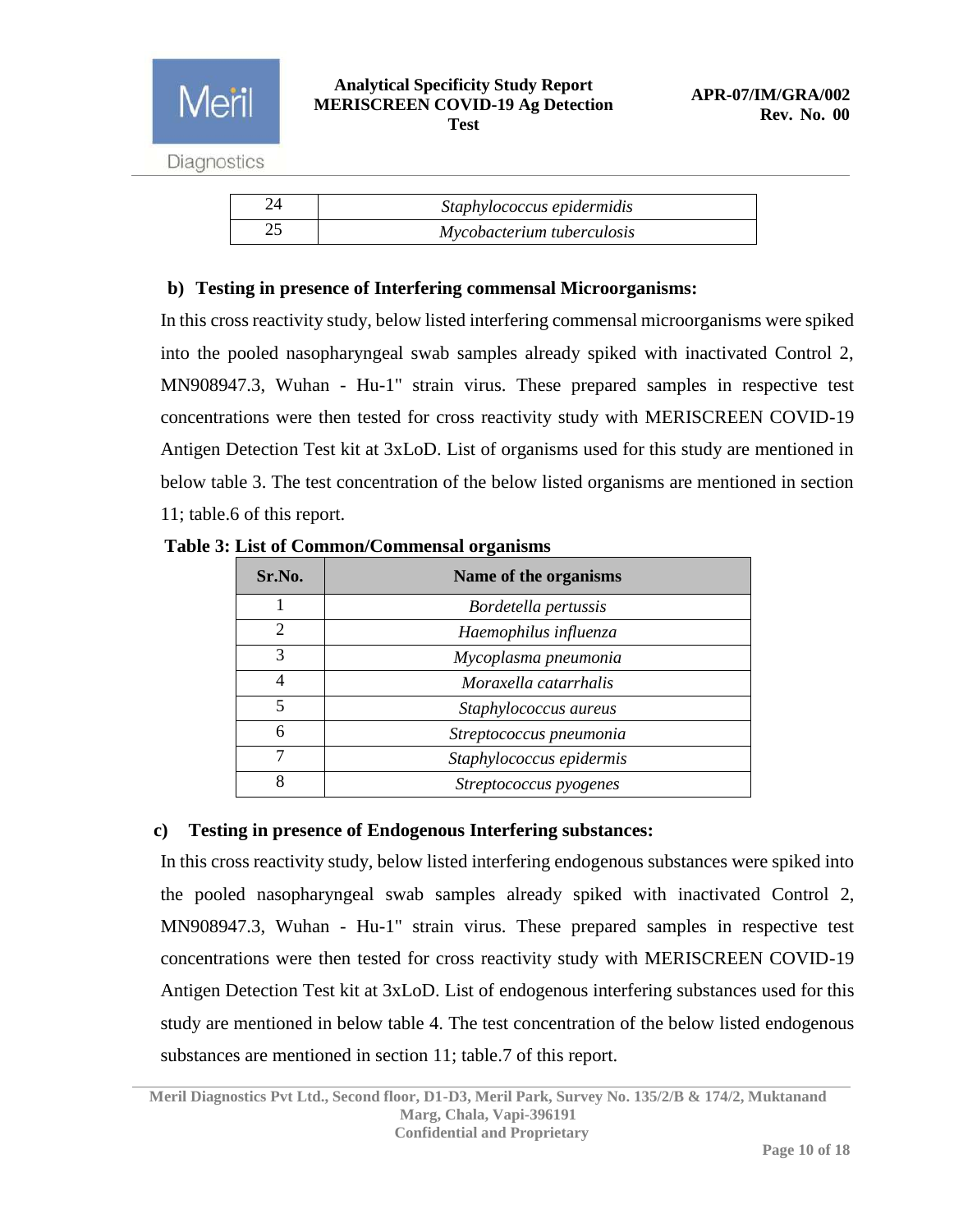| 24 | *Staphylococcus epidermidis* |
|---|---|
| 25 | *Mycobacterium tuberculosis* |

**b) Testing in presence of Interfering commensal Microorganisms:**

In this cross reactivity study, below listed interfering commensal microorganisms were spiked into the pooled nasopharyngeal swab samples already spiked with inactivated Control 2, MN908947.3, Wuhan - Hu-1" strain virus. These prepared samples in respective test concentrations were then tested for cross reactivity study with MERISCREEN COVID-19 Antigen Detection Test kit at 3xLoD. List of organisms used for this study are mentioned in below table 3. The test concentration of the below listed organisms are mentioned in section 11; table.6 of this report.

**Table 3: List of Common/Commensal organisms**

| Sr.No. | Name of the organisms |
|---|---|
| 1 | *Bordetella pertussis* |
| 2 | *Haemophilus influenza* |
| 3 | *Mycoplasma pneumonia* |
| 4 | *Moraxella catarrhalis* |
| 5 | *Staphylococcus aureus* |
| 6 | *Streptococcus pneumonia* |
| 7 | *Staphylococcus epidermis* |
| 8 | *Streptococcus pyogenes* |

**c) Testing in presence of Endogenous Interfering substances:**

In this cross reactivity study, below listed interfering endogenous substances were spiked into the pooled nasopharyngeal swab samples already spiked with inactivated Control 2, MN908947.3, Wuhan - Hu-1" strain virus. These prepared samples in respective test concentrations were then tested for cross reactivity study with MERISCREEN COVID-19 Antigen Detection Test kit at 3xLoD. List of endogenous interfering substances used for this study are mentioned in below table 4. The test concentration of the below listed endogenous substances are mentioned in section 11; table.7 of this report.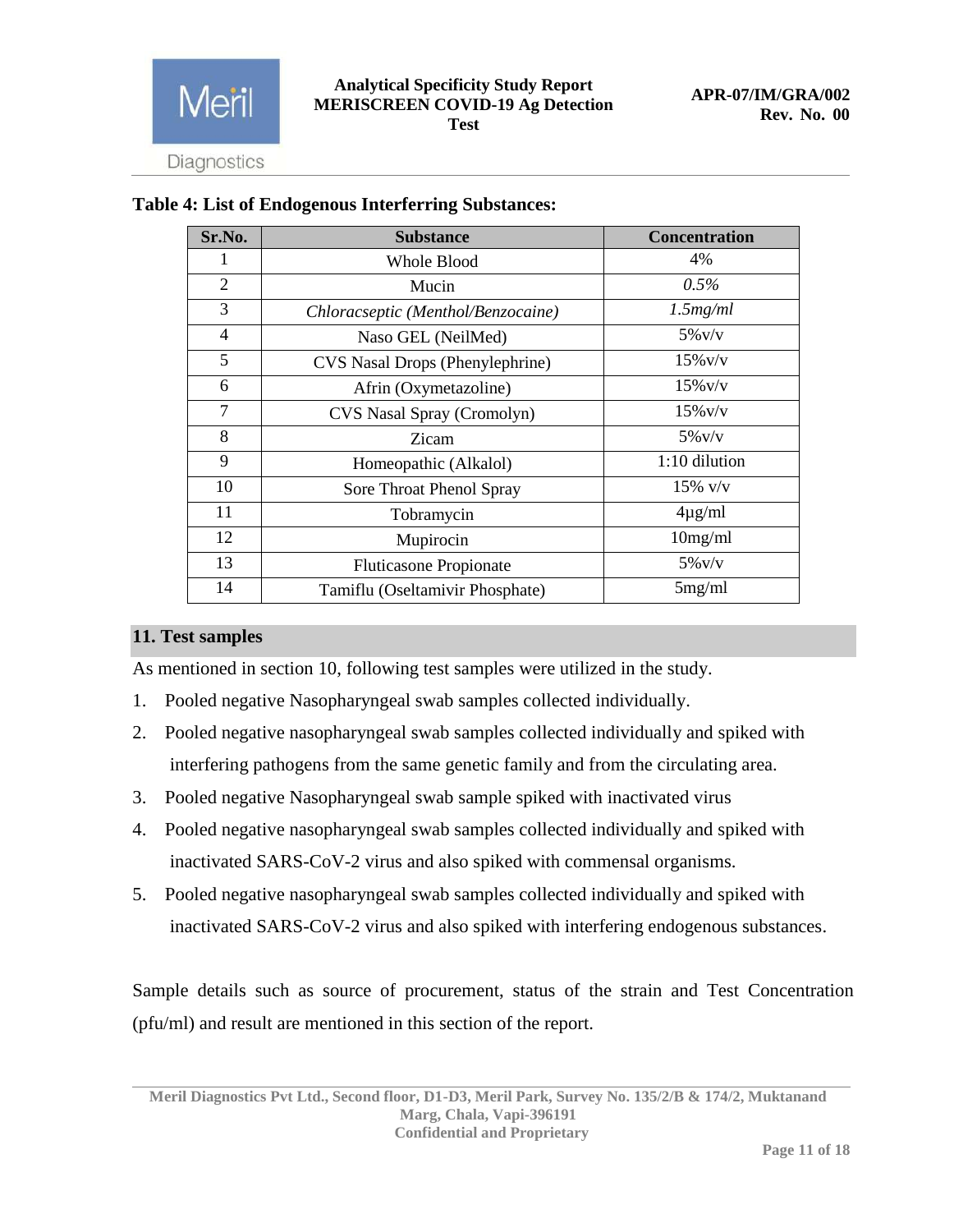**Table 4: List of Endogenous Interferring Substances:**

| Sr.No. | Substance | Concentration |
|---|---|---|
| 1 | Whole Blood | 4% |
| 2 | Mucin | *0.5%* |
| 3 | *Chloracseptic (Menthol/Benzocaine)* | *1.5mg/ml* |
| 4 | Naso GEL (NeilMed) | 5%v/v |
| 5 | CVS Nasal Drops (Phenylephrine) | 15%v/v |
| 6 | Afrin (Oxymetazoline) | 15%v/v |
| 7 | CVS Nasal Spray (Cromolyn) | 15%v/v |
| 8 | Zicam | 5%v/v |
| 9 | Homeopathic (Alkalol) | 1:10 dilution |
| 10 | Sore Throat Phenol Spray | 15% v/v |
| 11 | Tobramycin | 4µg/ml |
| 12 | Mupirocin | 10mg/ml |
| 13 | Fluticasone Propionate | 5%v/v |
| 14 | Tamiflu (Oseltamivir Phosphate) | 5mg/ml |

## 11. Test samples

As mentioned in section 10, following test samples were utilized in the study.

1. Pooled negative Nasopharyngeal swab samples collected individually.
2. Pooled negative nasopharyngeal swab samples collected individually and spiked with interfering pathogens from the same genetic family and from the circulating area.
3. Pooled negative Nasopharyngeal swab sample spiked with inactivated virus
4. Pooled negative nasopharyngeal swab samples collected individually and spiked with inactivated SARS-CoV-2 virus and also spiked with commensal organisms.
5. Pooled negative nasopharyngeal swab samples collected individually and spiked with inactivated SARS-CoV-2 virus and also spiked with interfering endogenous substances.

Sample details such as source of procurement, status of the strain and Test Concentration (pfu/ml) and result are mentioned in this section of the report.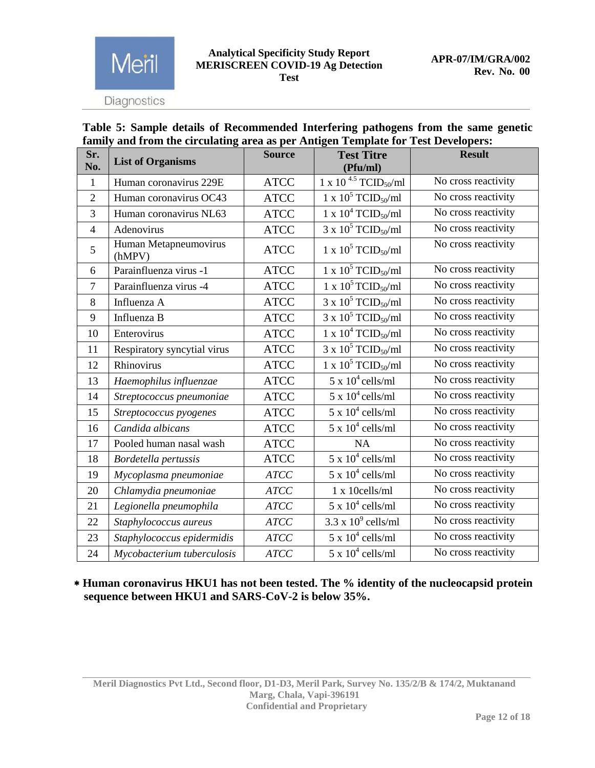**Table 5: Sample details of Recommended Interfering pathogens from the same genetic family and from the circulating area as per Antigen Template for Test Developers:**

| Sr. No. | List of Organisms | Source | Test Titre (Pfu/ml) | Result |
|---|---|---|---|---|
| 1 | Human coronavirus 229E | ATCC | $1 \times 10^{4.5}$ $TCID_{50}$/ml | No cross reactivity |
| 2 | Human coronavirus OC43 | ATCC | $1 \times 10^{5}$ $TCID_{50}$/ml | No cross reactivity |
| 3 | Human coronavirus NL63 | ATCC | $1 \times 10^{4}$ $TCID_{50}$/ml | No cross reactivity |
| 4 | Adenovirus | ATCC | $3 \times 10^{5}$ $TCID_{50}$/ml | No cross reactivity |
| 5 | Human Metapneumovirus (hMPV) | ATCC | $1 \times 10^{5}$ $TCID_{50}$/ml | No cross reactivity |
| 6 | Parainfluenza virus -1 | ATCC | $1 \times 10^{5}$ $TCID_{50}$/ml | No cross reactivity |
| 7 | Parainfluenza virus -4 | ATCC | $1 \times 10^{5}$ $TCID_{50}$/ml | No cross reactivity |
| 8 | Influenza A | ATCC | $3 \times 10^{5}$ $TCID_{50}$/ml | No cross reactivity |
| 9 | Influenza B | ATCC | $3 \times 10^{5}$ $TCID_{50}$/ml | No cross reactivity |
| 10 | Enterovirus | ATCC | $1 \times 10^{4}$ $TCID_{50}$/ml | No cross reactivity |
| 11 | Respiratory syncytial virus | ATCC | $3 \times 10^{5}$ $TCID_{50}$/ml | No cross reactivity |
| 12 | Rhinovirus | ATCC | $1 \times 10^{5}$ $TCID_{50}$/ml | No cross reactivity |
| 13 | *Haemophilus influenzae* | ATCC | $5 \times 10^{4}$ cells/ml | No cross reactivity |
| 14 | *Streptococcus pneumoniae* | ATCC | $5 \times 10^{4}$ cells/ml | No cross reactivity |
| 15 | *Streptococcus pyogenes* | ATCC | $5 \times 10^{4}$ cells/ml | No cross reactivity |
| 16 | *Candida albicans* | ATCC | $5 \times 10^{4}$ cells/ml | No cross reactivity |
| 17 | Pooled human nasal wash | ATCC | NA | No cross reactivity |
| 18 | *Bordetella pertussis* | ATCC | $5 \times 10^{4}$ cells/ml | No cross reactivity |
| 19 | *Mycoplasma pneumoniae* | *ATCC* | $5 \times 10^{4}$ cells/ml | No cross reactivity |
| 20 | *Chlamydia pneumoniae* | *ATCC* | 1 x 10cells/ml | No cross reactivity |
| 21 | *Legionella pneumophila* | *ATCC* | $5 \times 10^{4}$ cells/ml | No cross reactivity |
| 22 | *Staphylococcus aureus* | *ATCC* | $3.3 \times 10^{9}$ cells/ml | No cross reactivity |
| 23 | *Staphylococcus epidermidis* | *ATCC* | $5 \times 10^{4}$ cells/ml | No cross reactivity |
| 24 | *Mycobacterium tuberculosis* | *ATCC* | $5 \times 10^{4}$ cells/ml | No cross reactivity |

**\* Human coronavirus HKU1 has not been tested. The % identity of the nucleocapsid protein sequence between HKU1 and SARS-CoV-2 is below 35%.**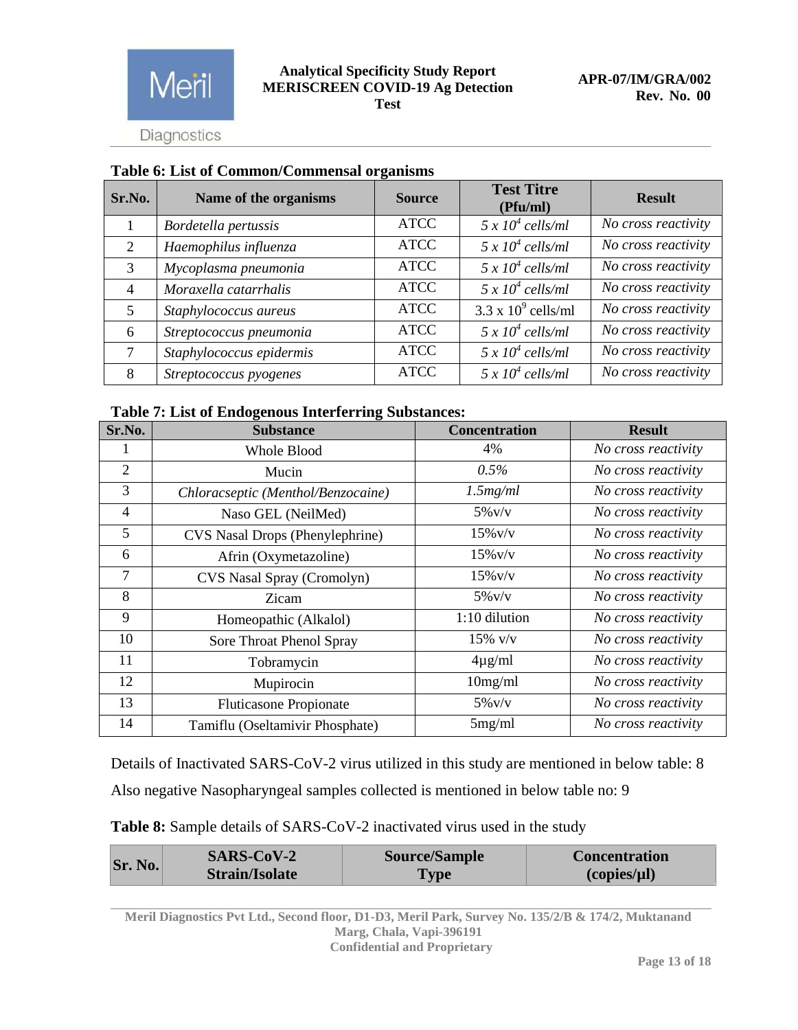**Table 6: List of Common/Commensal organisms**

| Sr.No. | Name of the organisms | Source | Test Titre (Pfu/ml) | Result |
|---|---|---|---|---|
| 1 | *Bordetella pertussis* | ATCC | *5 x $10^4$ cells/ml* | *No cross reactivity* |
| 2 | *Haemophilus influenza* | ATCC | *5 x $10^4$ cells/ml* | *No cross reactivity* |
| 3 | *Mycoplasma pneumonia* | ATCC | *5 x $10^4$ cells/ml* | *No cross reactivity* |
| 4 | *Moraxella catarrhalis* | ATCC | *5 x $10^4$ cells/ml* | *No cross reactivity* |
| 5 | *Staphylococcus aureus* | ATCC | 3.3 x $10^9$ cells/ml | *No cross reactivity* |
| 6 | *Streptococcus pneumonia* | ATCC | *5 x $10^4$ cells/ml* | *No cross reactivity* |
| 7 | *Staphylococcus epidermis* | ATCC | *5 x $10^4$ cells/ml* | *No cross reactivity* |
| 8 | *Streptococcus pyogenes* | ATCC | *5 x $10^4$ cells/ml* | *No cross reactivity* |

**Table 7: List of Endogenous Interferring Substances:**

| Sr.No. | Substance | Concentration | Result |
|---|---|---|---|
| 1 | Whole Blood | 4% | *No cross reactivity* |
| 2 | Mucin | *0.5%* | *No cross reactivity* |
| 3 | *Chloracseptic (Menthol/Benzocaine)* | *1.5mg/ml* | *No cross reactivity* |
| 4 | Naso GEL (NeilMed) | 5%v/v | *No cross reactivity* |
| 5 | CVS Nasal Drops (Phenylephrine) | 15%v/v | *No cross reactivity* |
| 6 | Afrin (Oxymetazoline) | 15%v/v | *No cross reactivity* |
| 7 | CVS Nasal Spray (Cromolyn) | 15%v/v | *No cross reactivity* |
| 8 | Zicam | 5%v/v | *No cross reactivity* |
| 9 | Homeopathic (Alkalol) | 1:10 dilution | *No cross reactivity* |
| 10 | Sore Throat Phenol Spray | 15% v/v | *No cross reactivity* |
| 11 | Tobramycin | 4µg/ml | *No cross reactivity* |
| 12 | Mupirocin | 10mg/ml | *No cross reactivity* |
| 13 | Fluticasone Propionate | 5%v/v | *No cross reactivity* |
| 14 | Tamiflu (Oseltamivir Phosphate) | 5mg/ml | *No cross reactivity* |

Details of Inactivated SARS-CoV-2 virus utilized in this study are mentioned in below table: 8

Also negative Nasopharyngeal samples collected is mentioned in below table no: 9

**Table 8:** Sample details of SARS-CoV-2 inactivated virus used in the study

| Sr. No. | SARS-CoV-2 Strain/Isolate | Source/Sample Type | Concentration (copies/µl) |
|---|---|---|---|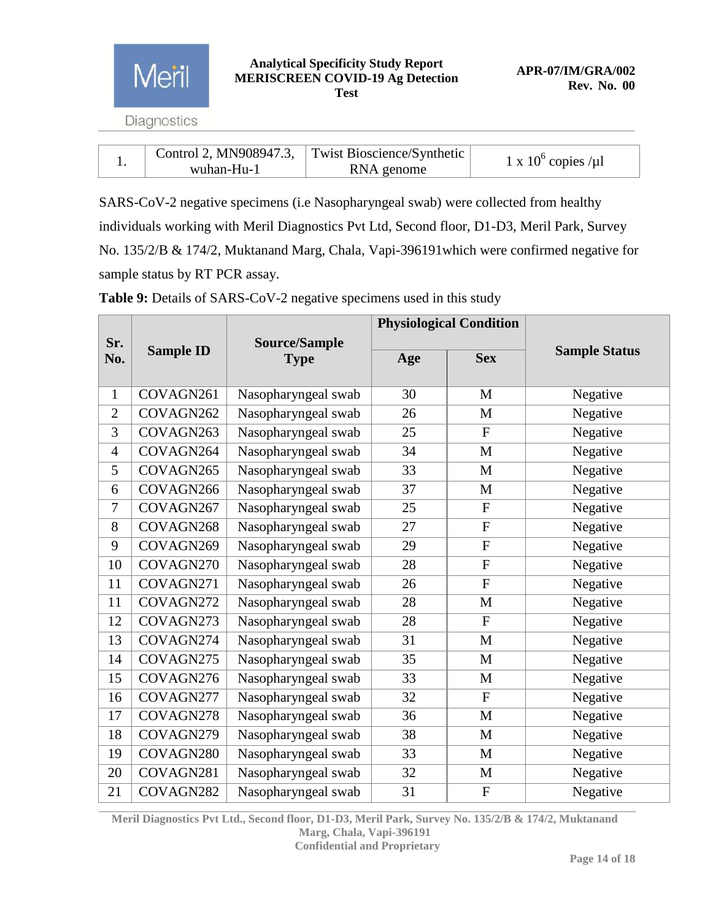| 1. | Control 2, MN908947.3, wuhan-Hu-1 | Twist Bioscience/Synthetic RNA genome | $1 \times 10^6$ copies /µl |
|---|---|---|---|

SARS-CoV-2 negative specimens (i.e Nasopharyngeal swab) were collected from healthy individuals working with Meril Diagnostics Pvt Ltd, Second floor, D1-D3, Meril Park, Survey No. 135/2/B & 174/2, Muktanand Marg, Chala, Vapi-396191which were confirmed negative for sample status by RT PCR assay.

**Table 9:** Details of SARS-CoV-2 negative specimens used in this study

| Sr. No. | Sample ID | Source/Sample Type | Physiological Condition | | Sample Status |
|---|---|---|---|---|---|
| | | | Age | Sex | |
| 1 | COVAGN261 | Nasopharyngeal swab | 30 | M | Negative |
| 2 | COVAGN262 | Nasopharyngeal swab | 26 | M | Negative |
| 3 | COVAGN263 | Nasopharyngeal swab | 25 | F | Negative |
| 4 | COVAGN264 | Nasopharyngeal swab | 34 | M | Negative |
| 5 | COVAGN265 | Nasopharyngeal swab | 33 | M | Negative |
| 6 | COVAGN266 | Nasopharyngeal swab | 37 | M | Negative |
| 7 | COVAGN267 | Nasopharyngeal swab | 25 | F | Negative |
| 8 | COVAGN268 | Nasopharyngeal swab | 27 | F | Negative |
| 9 | COVAGN269 | Nasopharyngeal swab | 29 | F | Negative |
| 10 | COVAGN270 | Nasopharyngeal swab | 28 | F | Negative |
| 11 | COVAGN271 | Nasopharyngeal swab | 26 | F | Negative |
| 11 | COVAGN272 | Nasopharyngeal swab | 28 | M | Negative |
| 12 | COVAGN273 | Nasopharyngeal swab | 28 | F | Negative |
| 13 | COVAGN274 | Nasopharyngeal swab | 31 | M | Negative |
| 14 | COVAGN275 | Nasopharyngeal swab | 35 | M | Negative |
| 15 | COVAGN276 | Nasopharyngeal swab | 33 | M | Negative |
| 16 | COVAGN277 | Nasopharyngeal swab | 32 | F | Negative |
| 17 | COVAGN278 | Nasopharyngeal swab | 36 | M | Negative |
| 18 | COVAGN279 | Nasopharyngeal swab | 38 | M | Negative |
| 19 | COVAGN280 | Nasopharyngeal swab | 33 | M | Negative |
| 20 | COVAGN281 | Nasopharyngeal swab | 32 | M | Negative |
| 21 | COVAGN282 | Nasopharyngeal swab | 31 | F | Negative |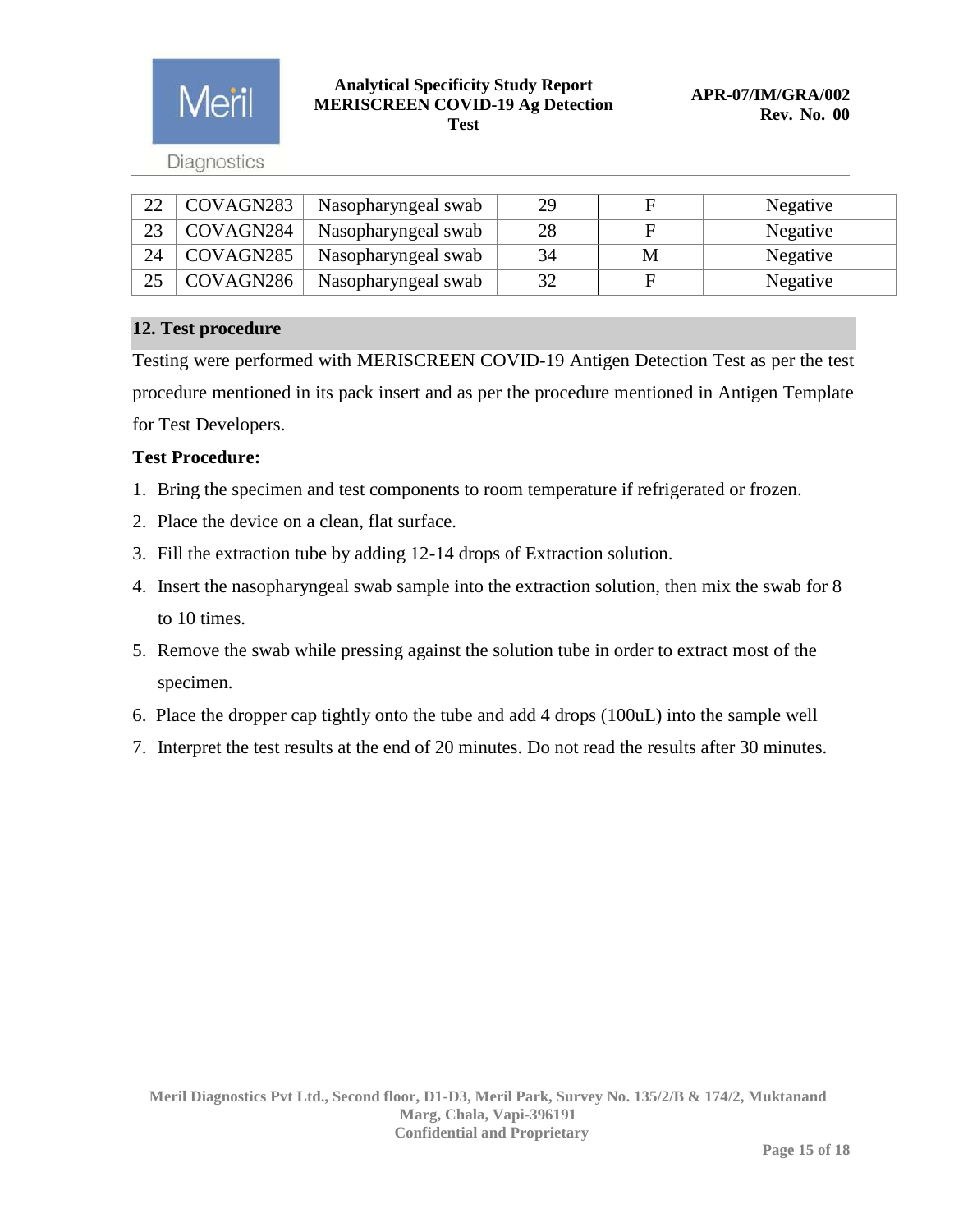| 22 | COVAGN283 | Nasopharyngeal swab | 29 | F | Negative |
|---|---|---|---|---|---|
| 23 | COVAGN284 | Nasopharyngeal swab | 28 | F | Negative |
| 24 | COVAGN285 | Nasopharyngeal swab | 34 | M | Negative |
| 25 | COVAGN286 | Nasopharyngeal swab | 32 | F | Negative |

## 12. Test procedure

Testing were performed with MERISCREEN COVID-19 Antigen Detection Test as per the test procedure mentioned in its pack insert and as per the procedure mentioned in Antigen Template for Test Developers.

**Test Procedure:**

1. Bring the specimen and test components to room temperature if refrigerated or frozen.
2. Place the device on a clean, flat surface.
3. Fill the extraction tube by adding 12-14 drops of Extraction solution.
4. Insert the nasopharyngeal swab sample into the extraction solution, then mix the swab for 8 to 10 times.
5. Remove the swab while pressing against the solution tube in order to extract most of the specimen.
6. Place the dropper cap tightly onto the tube and add 4 drops (100uL) into the sample well
7. Interpret the test results at the end of 20 minutes. Do not read the results after 30 minutes.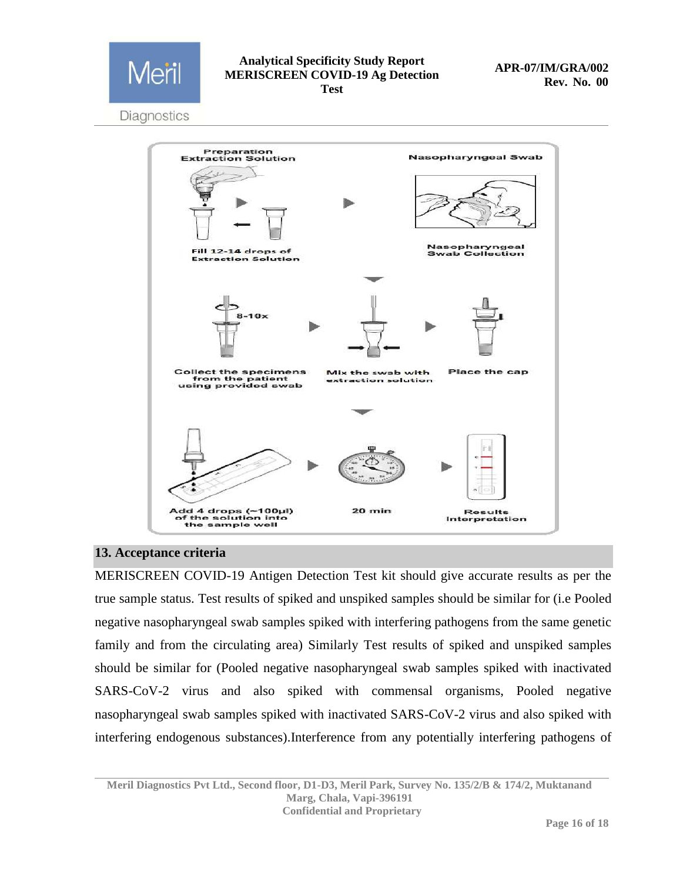## 13. Acceptance criteria

MERISCREEN COVID-19 Antigen Detection Test kit should give accurate results as per the true sample status. Test results of spiked and unspiked samples should be similar for (i.e Pooled negative nasopharyngeal swab samples spiked with interfering pathogens from the same genetic family and from the circulating area) Similarly Test results of spiked and unspiked samples should be similar for (Pooled negative nasopharyngeal swab samples spiked with inactivated SARS-CoV-2 virus and also spiked with commensal organisms, Pooled negative nasopharyngeal swab samples spiked with inactivated SARS-CoV-2 virus and also spiked with interfering endogenous substances).Interference from any potentially interfering pathogens of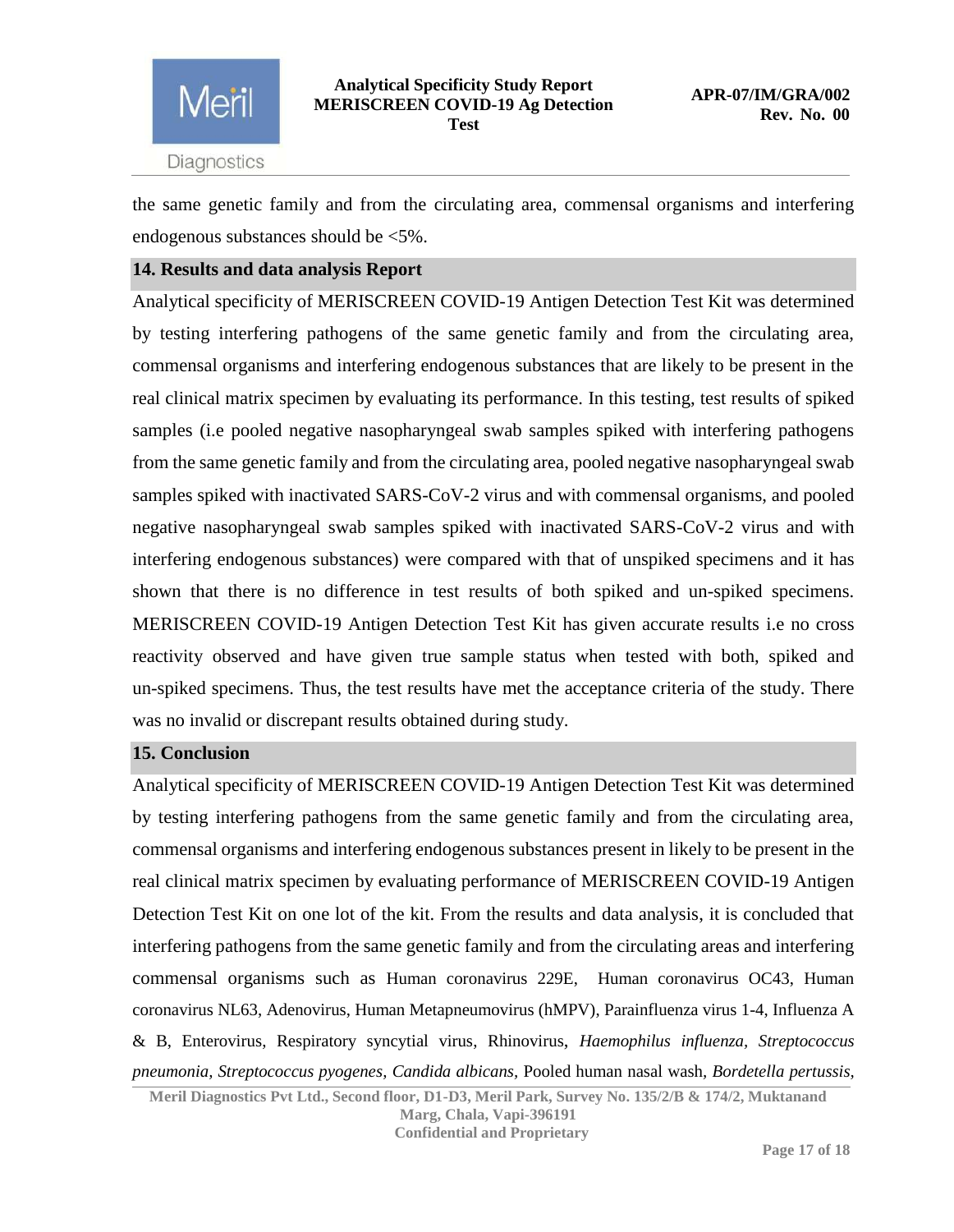the same genetic family and from the circulating area, commensal organisms and interfering endogenous substances should be <5%.

## 14. Results and data analysis Report

Analytical specificity of MERISCREEN COVID-19 Antigen Detection Test Kit was determined by testing interfering pathogens of the same genetic family and from the circulating area, commensal organisms and interfering endogenous substances that are likely to be present in the real clinical matrix specimen by evaluating its performance. In this testing, test results of spiked samples (i.e pooled negative nasopharyngeal swab samples spiked with interfering pathogens from the same genetic family and from the circulating area, pooled negative nasopharyngeal swab samples spiked with inactivated SARS-CoV-2 virus and with commensal organisms, and pooled negative nasopharyngeal swab samples spiked with inactivated SARS-CoV-2 virus and with interfering endogenous substances) were compared with that of unspiked specimens and it has shown that there is no difference in test results of both spiked and un-spiked specimens. MERISCREEN COVID-19 Antigen Detection Test Kit has given accurate results i.e no cross reactivity observed and have given true sample status when tested with both, spiked and un-spiked specimens. Thus, the test results have met the acceptance criteria of the study. There was no invalid or discrepant results obtained during study.

## 15. Conclusion

Analytical specificity of MERISCREEN COVID-19 Antigen Detection Test Kit was determined by testing interfering pathogens from the same genetic family and from the circulating area, commensal organisms and interfering endogenous substances present in likely to be present in the real clinical matrix specimen by evaluating performance of MERISCREEN COVID-19 Antigen Detection Test Kit on one lot of the kit. From the results and data analysis, it is concluded that interfering pathogens from the same genetic family and from the circulating areas and interfering commensal organisms such as Human coronavirus 229E, Human coronavirus OC43, Human coronavirus NL63, Adenovirus, Human Metapneumovirus (hMPV), Parainfluenza virus 1-4, Influenza A & B, Enterovirus, Respiratory syncytial virus, Rhinovirus, *Haemophilus influenza, Streptococcus pneumonia, Streptococcus pyogenes, Candida albicans,* Pooled human nasal wash, *Bordetella pertussis,*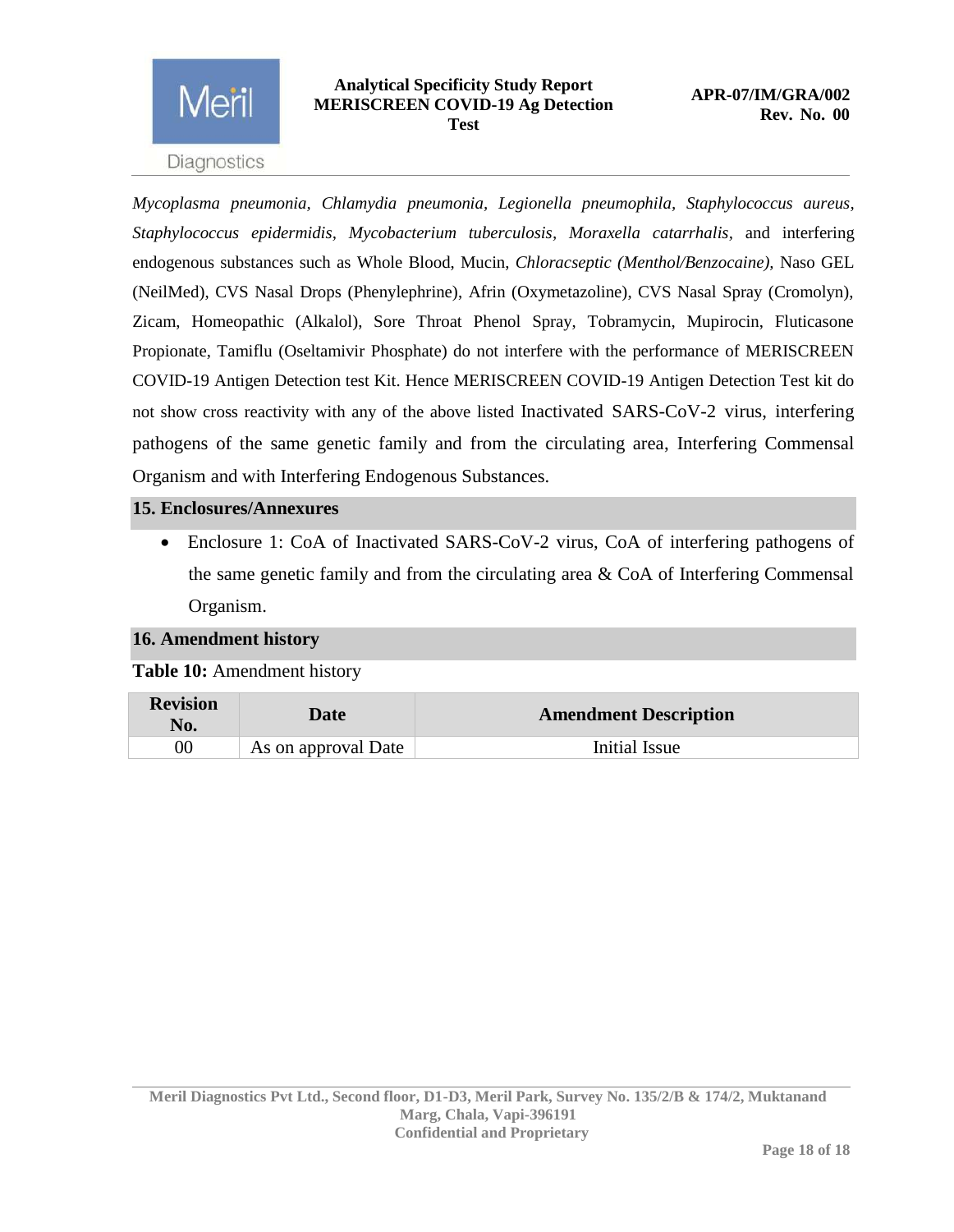*Mycoplasma pneumonia, Chlamydia pneumonia, Legionella pneumophila, Staphylococcus aureus, Staphylococcus epidermidis, Mycobacterium tuberculosis, Moraxella catarrhalis*, and interfering endogenous substances such as Whole Blood, Mucin, *Chloracseptic (Menthol/Benzocaine),* Naso GEL (NeilMed), CVS Nasal Drops (Phenylephrine), Afrin (Oxymetazoline), CVS Nasal Spray (Cromolyn), Zicam, Homeopathic (Alkalol), Sore Throat Phenol Spray, Tobramycin, Mupirocin, Fluticasone Propionate, Tamiflu (Oseltamivir Phosphate) do not interfere with the performance of MERISCREEN COVID-19 Antigen Detection test Kit. Hence MERISCREEN COVID-19 Antigen Detection Test kit do not show cross reactivity with any of the above listed Inactivated SARS-CoV-2 virus, interfering pathogens of the same genetic family and from the circulating area, Interfering Commensal Organism and with Interfering Endogenous Substances.

## 15. Enclosures/Annexures

- Enclosure 1: CoA of Inactivated SARS-CoV-2 virus, CoA of interfering pathogens of the same genetic family and from the circulating area & CoA of Interfering Commensal Organism.

## 16. Amendment history

**Table 10:** Amendment history

| Revision No. | Date | Amendment Description |
|---|---|---|
| 00 | As on approval Date | Initial Issue |